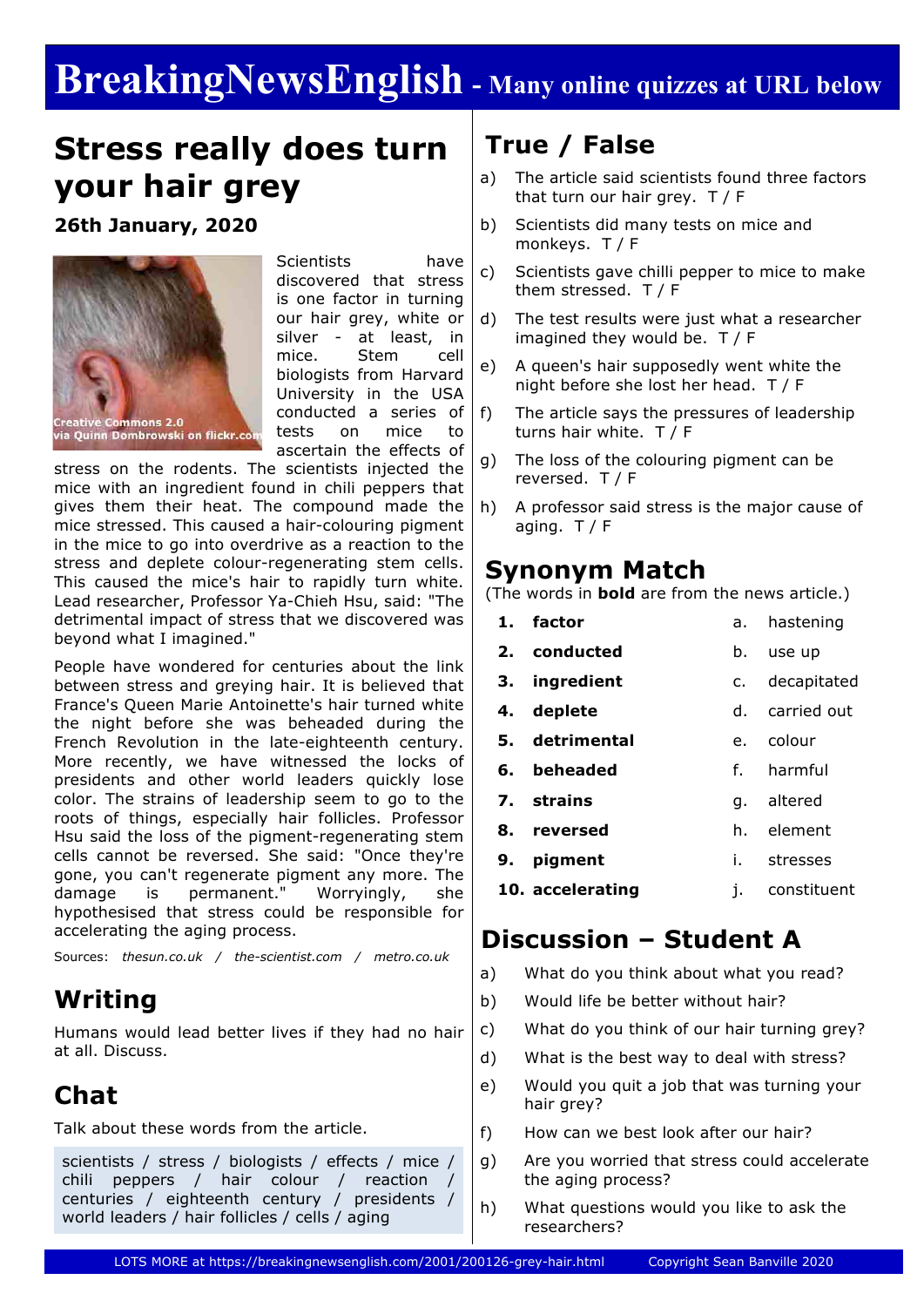# BreakingNewsEnglish - Many online quizzes at URL below

## Stress really does turn your hair grey

**26th January, 2020**

Creative Commons 2.0 via Quinn Dombrowski on flickr.com

Scientists have discovered that stress is one factor in turning our hair grey, white or silver - at least, in mice. Stem cell biologists from Harvard University in the USA conducted a series of tests on mice to ascertain the effects of stress on the rodents. The scientists injected the mice with an ingredient found in chili peppers that gives them their heat. The compound made the mice stressed. This caused a hair-colouring pigment in the mice to go into overdrive as a reaction to the stress and deplete colour-regenerating stem cells. This caused the mice's hair to rapidly turn white. Lead researcher, Professor Ya-Chieh Hsu, said: "The detrimental impact of stress that we discovered was beyond what I imagined."

People have wondered for centuries about the link between stress and greying hair. It is believed that France's Queen Marie Antoinette's hair turned white the night before she was beheaded during the French Revolution in the late-eighteenth century. More recently, we have witnessed the locks of presidents and other world leaders quickly lose color. The strains of leadership seem to go to the roots of things, especially hair follicles. Professor Hsu said the loss of the pigment-regenerating stem cells cannot be reversed. She said: "Once they're gone, you can't regenerate pigment any more. The damage is permanent." Worryingly, she hypothesised that stress could be responsible for accelerating the aging process.

Sources: *thesun.co.uk* / *the-scientist.com* / *metro.co.uk*

## Writing

Humans would lead better lives if they had no hair at all. Discuss.

## Chat

Talk about these words from the article.

scientists / stress / biologists / effects / mice / chili peppers / hair colour / reaction / centuries / eighteenth century / presidents / world leaders / hair follicles / cells / aging

## True / False

a) The article said scientists found three factors that turn our hair grey. T / F

b) Scientists did many tests on mice and monkeys. T / F

c) Scientists gave chilli pepper to mice to make them stressed. T / F

d) The test results were just what a researcher imagined they would be. T / F

e) A queen's hair supposedly went white the night before she lost her head. T / F

f) The article says the pressures of leadership turns hair white. T / F

g) The loss of the colouring pigment can be reversed. T / F

h) A professor said stress is the major cause of aging. T / F

## Synonym Match

(The words in **bold** are from the news article.)

| | | | |
|---|---|---|---|
| 1. | **factor** | a. | hastening |
| 2. | **conducted** | b. | use up |
| 3. | **ingredient** | c. | decapitated |
| 4. | **deplete** | d. | carried out |
| 5. | **detrimental** | e. | colour |
| 6. | **beheaded** | f. | harmful |
| 7. | **strains** | g. | altered |
| 8. | **reversed** | h. | element |
| 9. | **pigment** | i. | stresses |
| 10. | **accelerating** | j. | constituent |

## Discussion – Student A

a) What do you think about what you read?

b) Would life be better without hair?

c) What do you think of our hair turning grey?

d) What is the best way to deal with stress?

e) Would you quit a job that was turning your hair grey?

f) How can we best look after our hair?

g) Are you worried that stress could accelerate the aging process?

h) What questions would you like to ask the researchers?

LOTS MORE at https://breakingnewsenglish.com/2001/200126-grey-hair.html Copyright Sean Banville 2020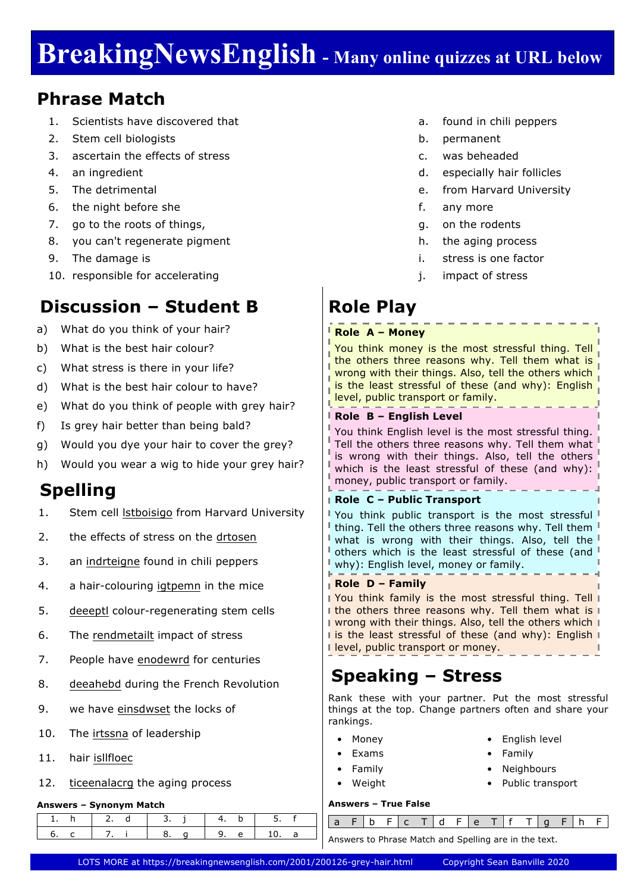# BreakingNewsEnglish - Many online quizzes at URL below

## Phrase Match

1. Scientists have discovered that
2. Stem cell biologists
3. ascertain the effects of stress
4. an ingredient
5. The detrimental
6. the night before she
7. go to the roots of things,
8. you can't regenerate pigment
9. The damage is
10. responsible for accelerating

a. found in chili peppers
b. permanent
c. was beheaded
d. especially hair follicles
e. from Harvard University
f. any more
g. on the rodents
h. the aging process
i. stress is one factor
j. impact of stress

## Discussion – Student B

a) What do you think of your hair?
b) What is the best hair colour?
c) What stress is there in your life?
d) What is the best hair colour to have?
e) What do you think of people with grey hair?
f) Is grey hair better than being bald?
g) Would you dye your hair to cover the grey?
h) Would you wear a wig to hide your grey hair?

## Spelling

1. Stem cell lstboisigo from Harvard University
2. the effects of stress on the drtosen
3. an indrteigne found in chili peppers
4. a hair-colouring igtpemn in the mice
5. deeeptl colour-regenerating stem cells
6. The rendmetailt impact of stress
7. People have enodewrd for centuries
8. deeahebd during the French Revolution
9. we have einsdwset the locks of
10. The irtssna of leadership
11. hair isllfloec
12. ticeenalacrg the aging process

**Answers – Synonym Match**

| | | | | |
|---|---|---|---|---|
| 1. h | 2. d | 3. j | 4. b | 5. f |
| 6. c | 7. i | 8. g | 9. e | 10. a |

## Role Play

**Role A – Money**
You think money is the most stressful thing. Tell the others three reasons why. Tell them what is wrong with their things. Also, tell the others which is the least stressful of these (and why): English level, public transport or family.

**Role B – English Level**
You think English level is the most stressful thing. Tell the others three reasons why. Tell them what is wrong with their things. Also, tell the others which is the least stressful of these (and why): money, public transport or family.

**Role C – Public Transport**
You think public transport is the most stressful thing. Tell the others three reasons why. Tell them what is wrong with their things. Also, tell the others which is the least stressful of these (and why): English level, money or family.

**Role D – Family**
You think family is the most stressful thing. Tell the others three reasons why. Tell them what is wrong with their things. Also, tell the others which is the least stressful of these (and why): English level, public transport or money.

## Speaking – Stress

Rank these with your partner. Put the most stressful things at the top. Change partners often and share your rankings.

- Money
- Exams
- Family
- Weight
- English level
- Family
- Neighbours
- Public transport

**Answers – True False**

| | | | | | | | | | | | | | | | |
|---|---|---|---|---|---|---|---|---|---|---|---|---|---|---|---|
| a | F | b | F | c | T | d | F | e | T | f | T | g | F | h | F |

Answers to Phrase Match and Spelling are in the text.

LOTS MORE at https://breakingnewsenglish.com/2001/200126-grey-hair.html Copyright Sean Banville 2020